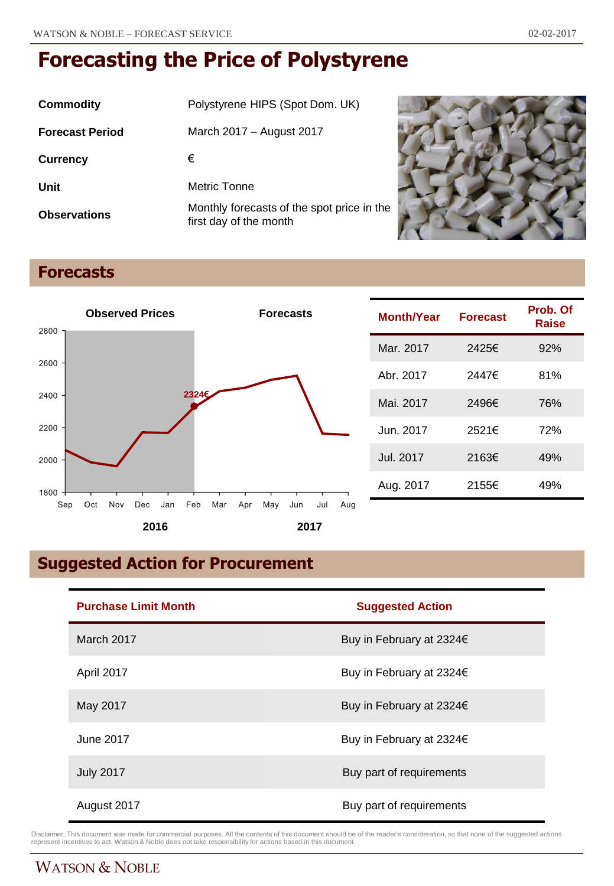# Forecasting the Price of Polystyrene

| | |
|---|---|
| **Commodity** | Polystyrene HIPS (Spot Dom. UK) |
| **Forecast Period** | March 2017 – August 2017 |
| **Currency** | € |
| **Unit** | Metric Tonne |
| **Observations** | Monthly forecasts of the spot price in the first day of the month |

## Forecasts

| Month/Year | Forecast | Prob. Of Raise |
|---|---|---|
| Mar. 2017 | 2425€ | 92% |
| Abr. 2017 | 2447€ | 81% |
| Mai. 2017 | 2496€ | 76% |
| Jun. 2017 | 2521€ | 72% |
| Jul. 2017 | 2163€ | 49% |
| Aug. 2017 | 2155€ | 49% |

## Suggested Action for Procurement

| Purchase Limit Month | Suggested Action |
|---|---|
| March 2017 | Buy in February at 2324€ |
| April 2017 | Buy in February at 2324€ |
| May 2017 | Buy in February at 2324€ |
| June 2017 | Buy in February at 2324€ |
| July 2017 | Buy part of requirements |
| August 2017 | Buy part of requirements |

Disclaimer: This document was made for commercial purposes. All the contents of this document should be of the reader's consideration, so that none of the suggested actions represent incentives to act. Watson & Noble does not take responsibility for actions based in this document.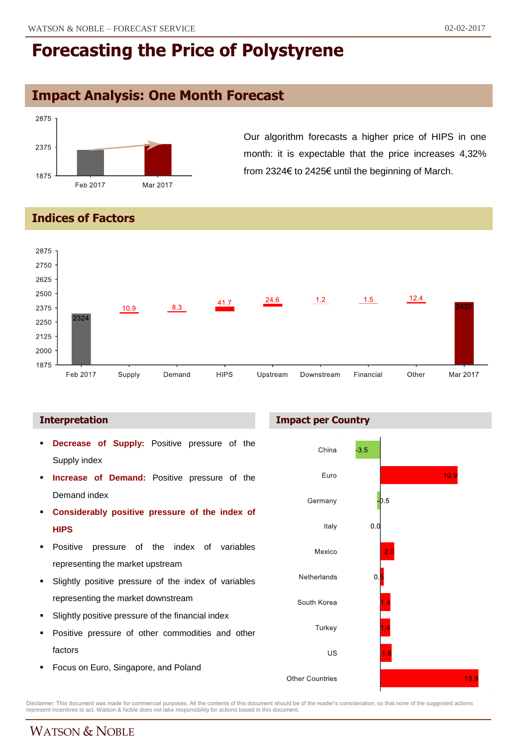# Forecasting the Price of Polystyrene

## Impact Analysis: One Month Forecast

Our algorithm forecasts a higher price of HIPS in one month: it is expectable that the price increases 4,32% from 2324€ to 2425€ until the beginning of March.

## Indices of Factors

| Feb 2017 | Supply | Demand | HIPS | Upstream | Downstream | Financial | Other | Mar 2017 |
|---|---|---|---|---|---|---|---|---|
| 2324 | 10.9 | 8.3 | 41.7 | 24.6 | 1.2 | 1.5 | 12.4 | 2425 |

### Interpretation

- **Decrease of Supply:** Positive pressure of the Supply index
- **Increase of Demand:** Positive pressure of the Demand index
- **Considerably positive pressure of the index of HIPS**
- Positive pressure of the index of variables representing the market upstream
- Slightly positive pressure of the index of variables representing the market downstream
- Slightly positive pressure of the financial index
- Positive pressure of other commodities and other factors
- Focus on Euro, Singapore, and Poland

### Impact per Country

| Country | Impact |
|---|---|
| China | -3.5 |
| Euro | 10.9 |
| Germany | -0.5 |
| Italy | 0.0 |
| Mexico | 2.0 |
| Netherlands | 0.5 |
| South Korea | 1.4 |
| Turkey | 1.4 |
| US | 1.6 |
| Other Countries | 13.9 |

Disclaimer: This document was made for commercial purposes. All the contents of this document should be of the reader's consideration, so that none of the suggested actions represent incentives to act. Watson & Noble does not take responsibility for actions based in this document.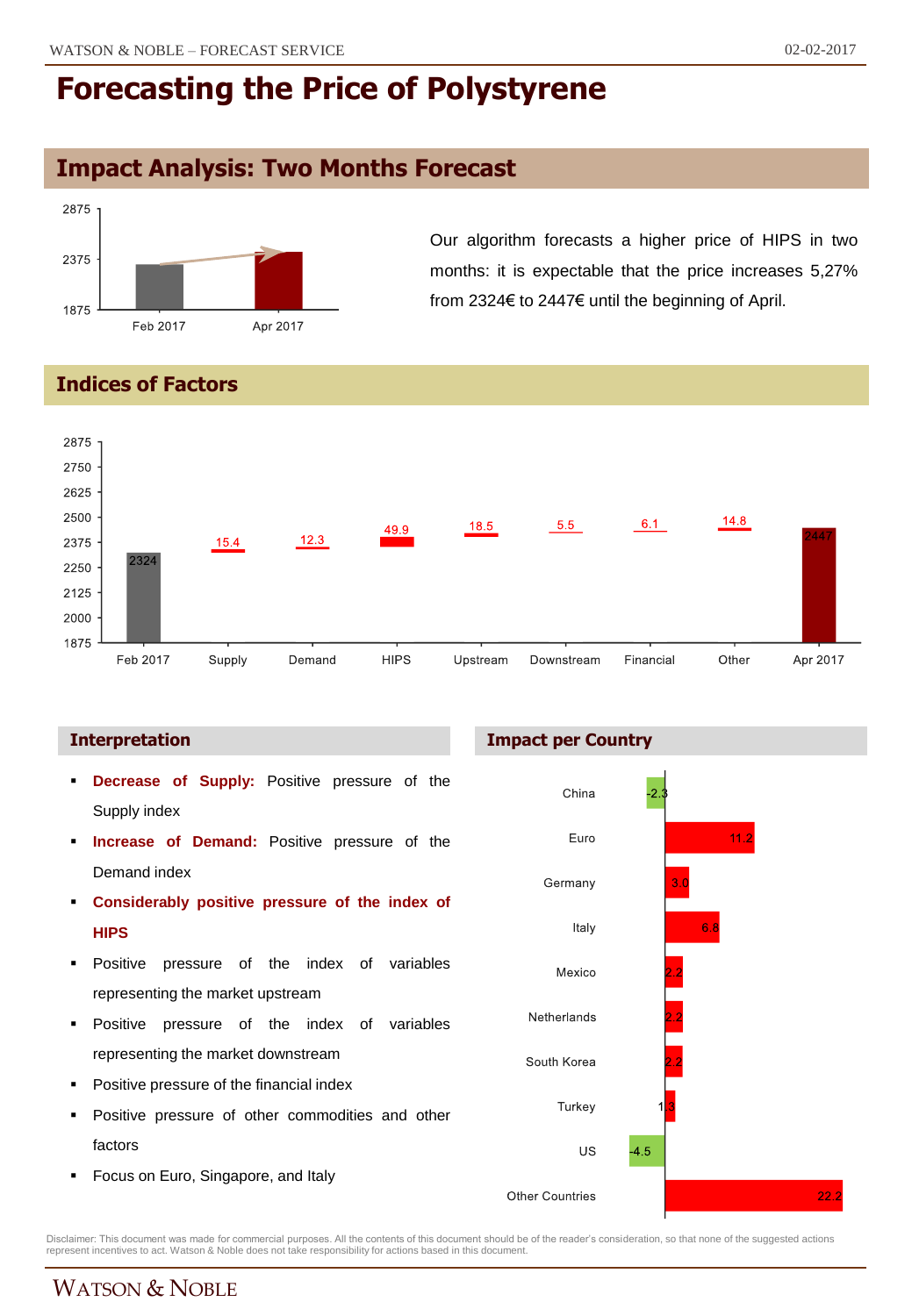# Forecasting the Price of Polystyrene

## Impact Analysis: Two Months Forecast

Our algorithm forecasts a higher price of HIPS in two months: it is expectable that the price increases 5,27% from 2324€ to 2447€ until the beginning of April.

## Indices of Factors

| Factor | Value |
|---|---|
| Feb 2017 | 2324 |
| Supply | 15.4 |
| Demand | 12.3 |
| HIPS | 49.9 |
| Upstream | 18.5 |
| Downstream | 5.5 |
| Financial | 6.1 |
| Other | 14.8 |
| Apr 2017 | 2447 |

### Interpretation

- **Decrease of Supply:** Positive pressure of the Supply index
- **Increase of Demand:** Positive pressure of the Demand index
- **Considerably positive pressure of the index of HIPS**
- Positive pressure of the index of variables representing the market upstream
- Positive pressure of the index of variables representing the market downstream
- Positive pressure of the financial index
- Positive pressure of other commodities and other factors
- Focus on Euro, Singapore, and Italy

### Impact per Country

| Country | Impact |
|---|---|
| China | -2.3 |
| Euro | 11.2 |
| Germany | 3.0 |
| Italy | 6.8 |
| Mexico | 2.2 |
| Netherlands | 2.2 |
| South Korea | 2.2 |
| Turkey | 1.3 |
| US | -4.5 |
| Other Countries | 22.2 |

Disclaimer: This document was made for commercial purposes. All the contents of this document should be of the reader's consideration, so that none of the suggested actions represent incentives to act. Watson & Noble does not take responsibility for actions based in this document.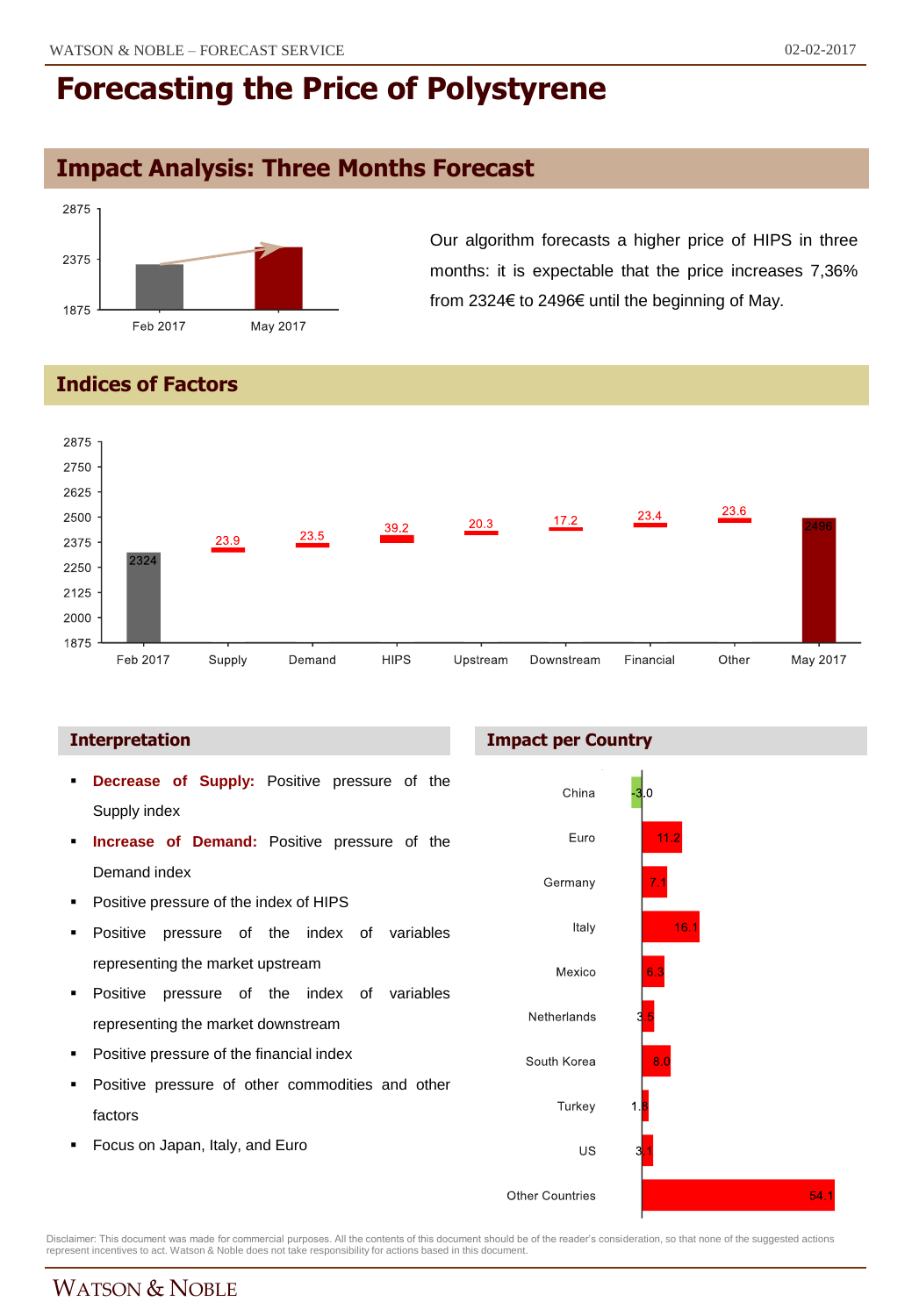# Forecasting the Price of Polystyrene

## Impact Analysis: Three Months Forecast

Our algorithm forecasts a higher price of HIPS in three months: it is expectable that the price increases 7,36% from 2324€ to 2496€ until the beginning of May.

## Indices of Factors

| Feb 2017 | Supply | Demand | HIPS | Upstream | Downstream | Financial | Other | May 2017 |
|---|---|---|---|---|---|---|---|---|
| 2324 | 23.9 | 23.5 | 39.2 | 20.3 | 17.2 | 23.4 | 23.6 | 2496 |

### Interpretation

- **Decrease of Supply:** Positive pressure of the Supply index
- **Increase of Demand:** Positive pressure of the Demand index
- Positive pressure of the index of HIPS
- Positive pressure of the index of variables representing the market upstream
- Positive pressure of the index of variables representing the market downstream
- Positive pressure of the financial index
- Positive pressure of other commodities and other factors
- Focus on Japan, Italy, and Euro

### Impact per Country

| Country | Impact |
|---|---|
| China | -3.0 |
| Euro | 11.2 |
| Germany | 7.1 |
| Italy | 16.1 |
| Mexico | 6.3 |
| Netherlands | 3.6 |
| South Korea | 8.0 |
| Turkey | 1.8 |
| US | 3.1 |
| Other Countries | 54.1 |

Disclaimer: This document was made for commercial purposes. All the contents of this document should be of the reader's consideration, so that none of the suggested actions represent incentives to act. Watson & Noble does not take responsibility for actions based in this document.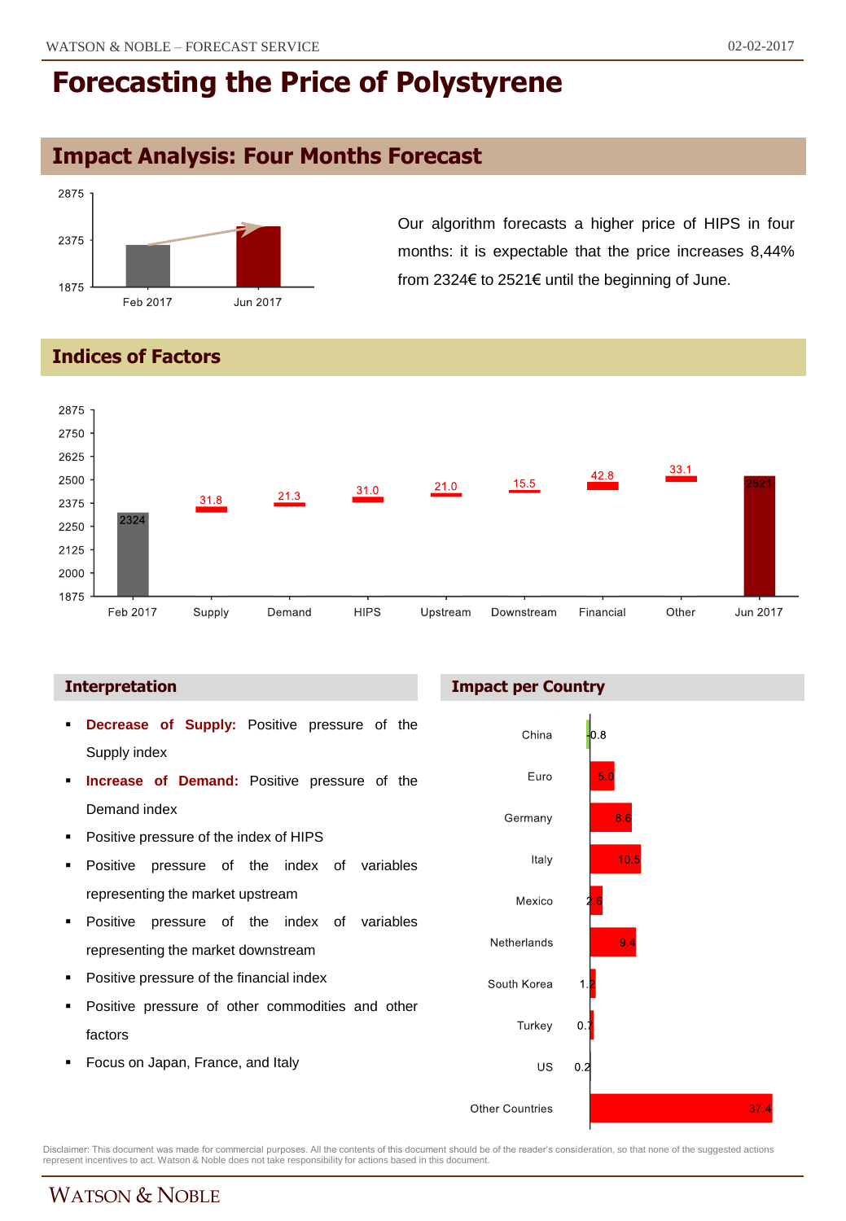# Forecasting the Price of Polystyrene

## Impact Analysis: Four Months Forecast

Our algorithm forecasts a higher price of HIPS in four months: it is expectable that the price increases 8,44% from 2324€ to 2521€ until the beginning of June.

## Indices of Factors

| Feb 2017 | Supply | Demand | HIPS | Upstream | Downstream | Financial | Other | Jun 2017 |
|---|---|---|---|---|---|---|---|---|
| 2324 | 31.8 | 21.3 | 31.0 | 21.0 | 15.5 | 42.8 | 33.1 | 2521 |

### Interpretation

- **Decrease of Supply:** Positive pressure of the Supply index
- **Increase of Demand:** Positive pressure of the Demand index
- Positive pressure of the index of HIPS
- Positive pressure of the index of variables representing the market upstream
- Positive pressure of the index of variables representing the market downstream
- Positive pressure of the financial index
- Positive pressure of other commodities and other factors
- Focus on Japan, France, and Italy

### Impact per Country

| Country | Impact |
|---|---|
| China | -0.8 |
| Euro | 5.0 |
| Germany | 8.6 |
| Italy | 10.5 |
| Mexico | 2.6 |
| Netherlands | 9.4 |
| South Korea | 1.2 |
| Turkey | 0.7 |
| US | 0.2 |
| Other Countries | 37.4 |

Disclaimer: This document was made for commercial purposes. All the contents of this document should be of the reader's consideration, so that none of the suggested actions represent incentives to act. Watson & Noble does not take responsibility for actions based in this document.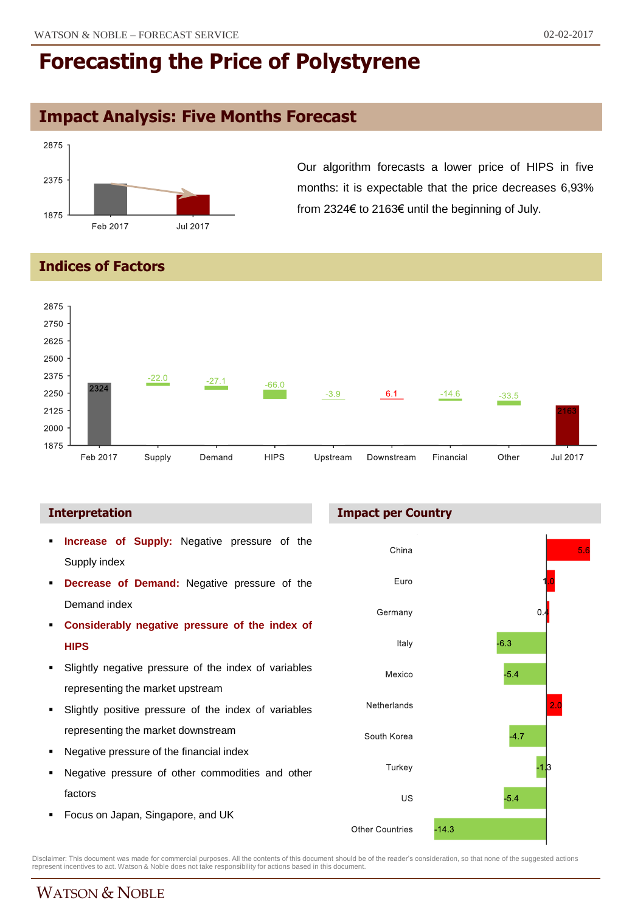# Forecasting the Price of Polystyrene

## Impact Analysis: Five Months Forecast

| | Price |
|---|---|
| Feb 2017 | 2324 |
| Jul 2017 | 2163 |

Our algorithm forecasts a lower price of HIPS in five months: it is expectable that the price decreases 6,93% from 2324€ to 2163€ until the beginning of July.

## Indices of Factors

| Feb 2017 | Supply | Demand | HIPS | Upstream | Downstream | Financial | Other | Jul 2017 |
|---|---|---|---|---|---|---|---|---|
| 2324 | -22.0 | -27.1 | -66.0 | -3.9 | 6.1 | -14.6 | -33.5 | 2163 |

### Interpretation

- **Increase of Supply:** Negative pressure of the Supply index
- **Decrease of Demand:** Negative pressure of the Demand index
- **Considerably negative pressure of the index of HIPS**
- Slightly negative pressure of the index of variables representing the market upstream
- Slightly positive pressure of the index of variables representing the market downstream
- Negative pressure of the financial index
- Negative pressure of other commodities and other factors
- Focus on Japan, Singapore, and UK

### Impact per Country

| Country | Impact |
|---|---|
| China | 5.6 |
| Euro | 1.0 |
| Germany | 0.4 |
| Italy | -6.3 |
| Mexico | -5.4 |
| Netherlands | 2.0 |
| South Korea | -4.7 |
| Turkey | -1.3 |
| US | -5.4 |
| Other Countries | -14.3 |

Disclaimer: This document was made for commercial purposes. All the contents of this document should be of the reader's consideration, so that none of the suggested actions represent incentives to act. Watson & Noble does not take responsibility for actions based in this document.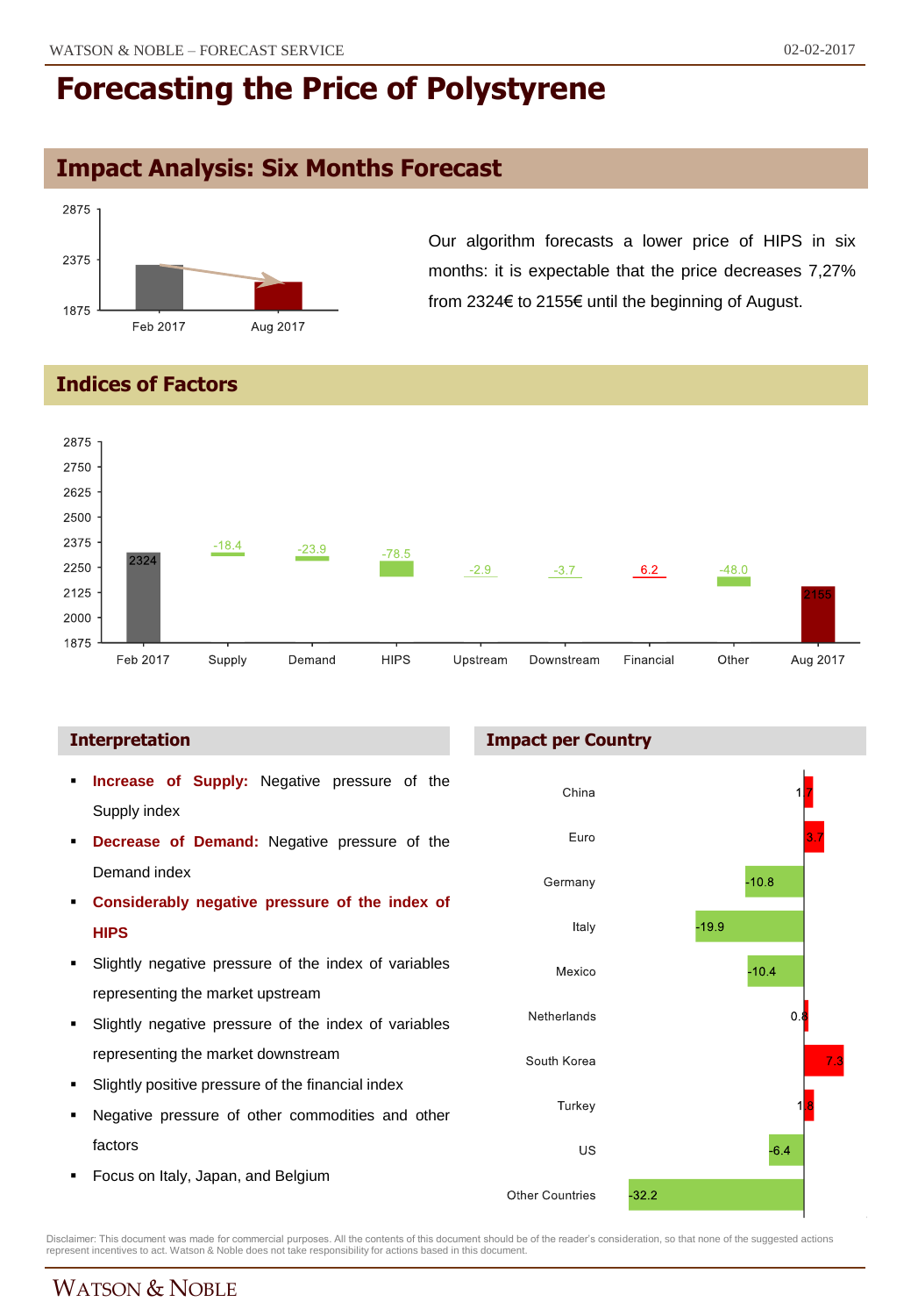# Forecasting the Price of Polystyrene

## Impact Analysis: Six Months Forecast

Our algorithm forecasts a lower price of HIPS in six months: it is expectable that the price decreases 7,27% from 2324€ to 2155€ until the beginning of August.

## Indices of Factors

| Feb 2017 | Supply | Demand | HIPS | Upstream | Downstream | Financial | Other | Aug 2017 |
|---|---|---|---|---|---|---|---|---|
| 2324 | -18.4 | -23.9 | -78.5 | -2.9 | -3.7 | 6.2 | -48.0 | 2155 |

### Interpretation

- **Increase of Supply:** Negative pressure of the Supply index
- **Decrease of Demand:** Negative pressure of the Demand index
- **Considerably negative pressure of the index of HIPS**
- Slightly negative pressure of the index of variables representing the market upstream
- Slightly negative pressure of the index of variables representing the market downstream
- Slightly positive pressure of the financial index
- Negative pressure of other commodities and other factors
- Focus on Italy, Japan, and Belgium

### Impact per Country

| Country | Impact |
|---|---|
| China | 1.7 |
| Euro | 3.7 |
| Germany | -10.8 |
| Italy | -19.9 |
| Mexico | -10.4 |
| Netherlands | 0.8 |
| South Korea | 7.3 |
| Turkey | 1.8 |
| US | -6.4 |
| Other Countries | -32.2 |

Disclaimer: This document was made for commercial purposes. All the contents of this document should be of the reader's consideration, so that none of the suggested actions represent incentives to act. Watson & Noble does not take responsibility for actions based in this document.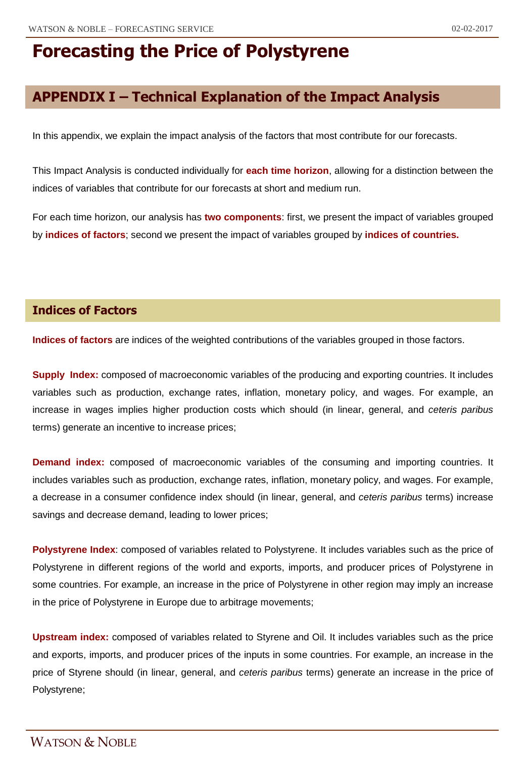# Forecasting the Price of Polystyrene

## APPENDIX I – Technical Explanation of the Impact Analysis

In this appendix, we explain the impact analysis of the factors that most contribute for our forecasts.

This Impact Analysis is conducted individually for **each time horizon**, allowing for a distinction between the indices of variables that contribute for our forecasts at short and medium run.

For each time horizon, our analysis has **two components**: first, we present the impact of variables grouped by **indices of factors**; second we present the impact of variables grouped by **indices of countries.**

### Indices of Factors

**Indices of factors** are indices of the weighted contributions of the variables grouped in those factors.

**Supply Index:** composed of macroeconomic variables of the producing and exporting countries. It includes variables such as production, exchange rates, inflation, monetary policy, and wages. For example, an increase in wages implies higher production costs which should (in linear, general, and *ceteris paribus* terms) generate an incentive to increase prices;

**Demand index:** composed of macroeconomic variables of the consuming and importing countries. It includes variables such as production, exchange rates, inflation, monetary policy, and wages. For example, a decrease in a consumer confidence index should (in linear, general, and *ceteris paribus* terms) increase savings and decrease demand, leading to lower prices;

**Polystyrene Index**: composed of variables related to Polystyrene. It includes variables such as the price of Polystyrene in different regions of the world and exports, imports, and producer prices of Polystyrene in some countries. For example, an increase in the price of Polystyrene in other region may imply an increase in the price of Polystyrene in Europe due to arbitrage movements;

**Upstream index:** composed of variables related to Styrene and Oil. It includes variables such as the price and exports, imports, and producer prices of the inputs in some countries. For example, an increase in the price of Styrene should (in linear, general, and *ceteris paribus* terms) generate an increase in the price of Polystyrene;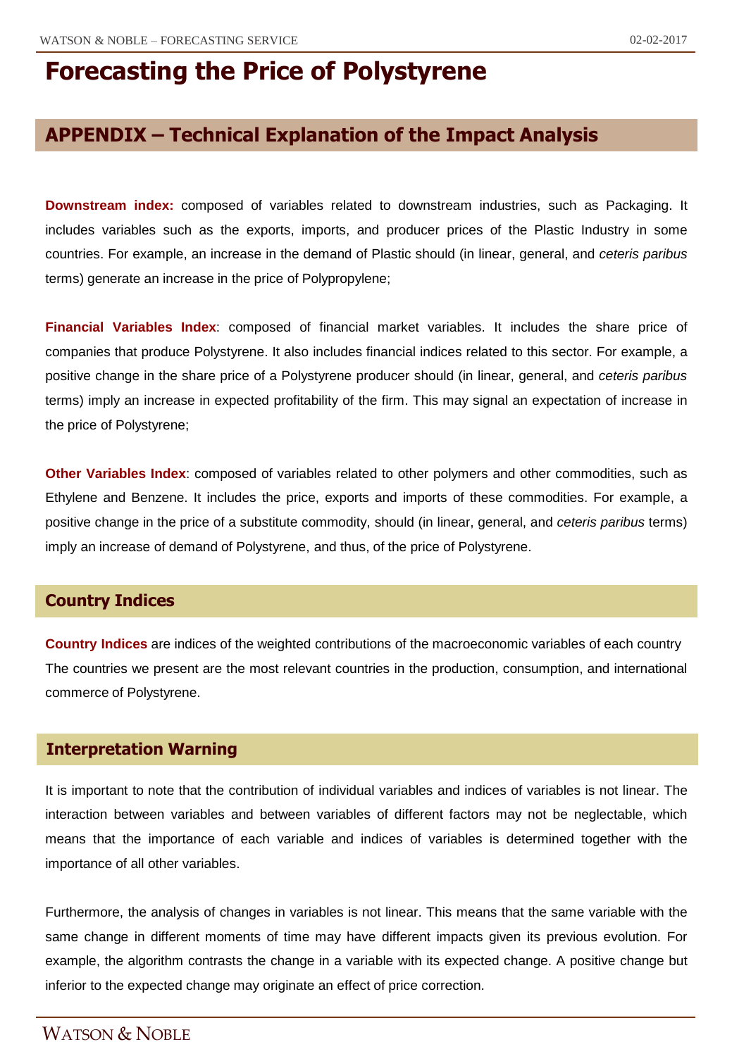# Forecasting the Price of Polystyrene

## APPENDIX – Technical Explanation of the Impact Analysis

**Downstream index:** composed of variables related to downstream industries, such as Packaging. It includes variables such as the exports, imports, and producer prices of the Plastic Industry in some countries. For example, an increase in the demand of Plastic should (in linear, general, and *ceteris paribus* terms) generate an increase in the price of Polypropylene;

**Financial Variables Index**: composed of financial market variables. It includes the share price of companies that produce Polystyrene. It also includes financial indices related to this sector. For example, a positive change in the share price of a Polystyrene producer should (in linear, general, and *ceteris paribus* terms) imply an increase in expected profitability of the firm. This may signal an expectation of increase in the price of Polystyrene;

**Other Variables Index**: composed of variables related to other polymers and other commodities, such as Ethylene and Benzene. It includes the price, exports and imports of these commodities. For example, a positive change in the price of a substitute commodity, should (in linear, general, and *ceteris paribus* terms) imply an increase of demand of Polystyrene, and thus, of the price of Polystyrene.

## Country Indices

**Country Indices** are indices of the weighted contributions of the macroeconomic variables of each country The countries we present are the most relevant countries in the production, consumption, and international commerce of Polystyrene.

## Interpretation Warning

It is important to note that the contribution of individual variables and indices of variables is not linear. The interaction between variables and between variables of different factors may not be neglectable, which means that the importance of each variable and indices of variables is determined together with the importance of all other variables.

Furthermore, the analysis of changes in variables is not linear. This means that the same variable with the same change in different moments of time may have different impacts given its previous evolution. For example, the algorithm contrasts the change in a variable with its expected change. A positive change but inferior to the expected change may originate an effect of price correction.